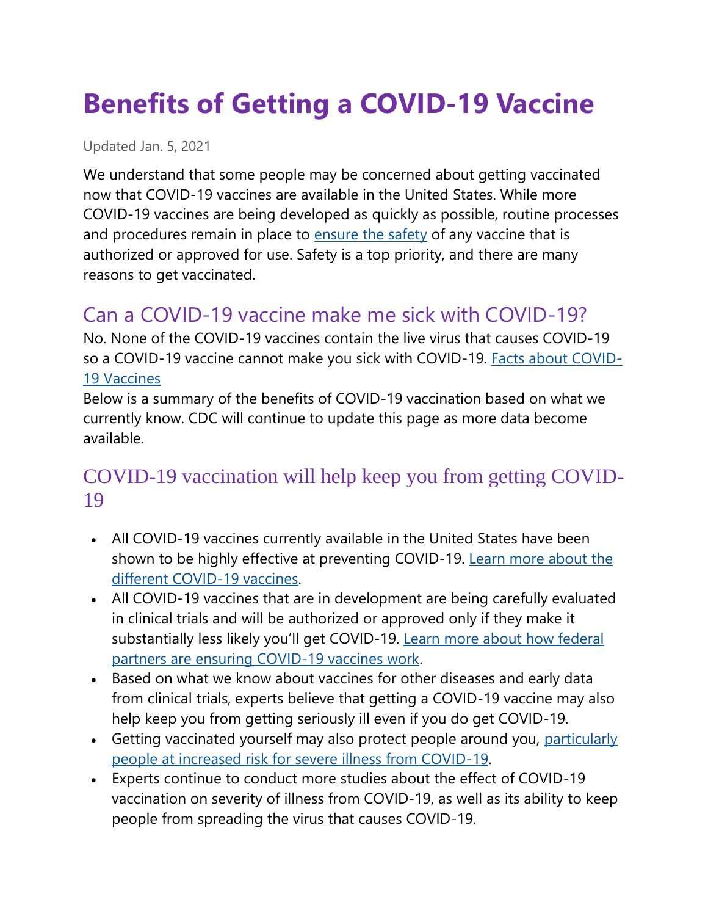# Benefits of Getting a COVID-19 Vaccine

Updated Jan. 5, 2021

We understand that some people may be concerned about getting vaccinated now that COVID-19 vaccines are available in the United States. While more COVID-19 vaccines are being developed as quickly as possible, routine processes and procedures remain in place to ensure the safety of any vaccine that is authorized or approved for use. Safety is a top priority, and there are many reasons to get vaccinated.

## Can a COVID-19 vaccine make me sick with COVID-19?

No. None of the COVID-19 vaccines contain the live virus that causes COVID-19 so a COVID-19 vaccine cannot make you sick with COVID-19. Facts about COVID-19 Vaccines

Below is a summary of the benefits of COVID-19 vaccination based on what we currently know. CDC will continue to update this page as more data become available.

## COVID-19 vaccination will help keep you from getting COVID-19

- All COVID-19 vaccines currently available in the United States have been shown to be highly effective at preventing COVID-19. Learn more about the different COVID-19 vaccines.
- All COVID-19 vaccines that are in development are being carefully evaluated in clinical trials and will be authorized or approved only if they make it substantially less likely you'll get COVID-19. Learn more about how federal partners are ensuring COVID-19 vaccines work.
- Based on what we know about vaccines for other diseases and early data from clinical trials, experts believe that getting a COVID-19 vaccine may also help keep you from getting seriously ill even if you do get COVID-19.
- Getting vaccinated yourself may also protect people around you, particularly people at increased risk for severe illness from COVID-19.
- Experts continue to conduct more studies about the effect of COVID-19 vaccination on severity of illness from COVID-19, as well as its ability to keep people from spreading the virus that causes COVID-19.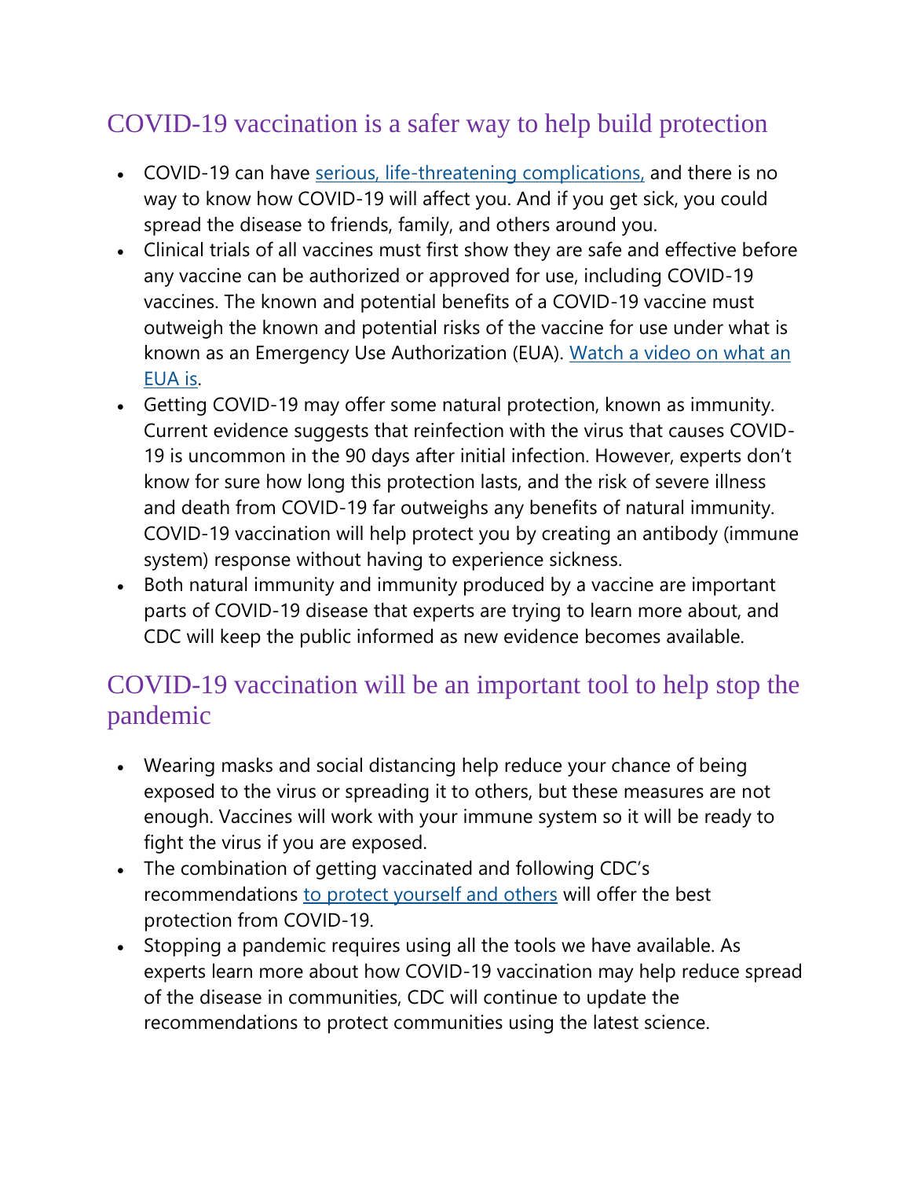## COVID-19 vaccination is a safer way to help build protection

- COVID-19 can have serious, life-threatening complications, and there is no way to know how COVID-19 will affect you. And if you get sick, you could spread the disease to friends, family, and others around you.
- Clinical trials of all vaccines must first show they are safe and effective before any vaccine can be authorized or approved for use, including COVID-19 vaccines. The known and potential benefits of a COVID-19 vaccine must outweigh the known and potential risks of the vaccine for use under what is known as an Emergency Use Authorization (EUA). Watch a video on what an EUA is.
- Getting COVID-19 may offer some natural protection, known as immunity. Current evidence suggests that reinfection with the virus that causes COVID-19 is uncommon in the 90 days after initial infection. However, experts don't know for sure how long this protection lasts, and the risk of severe illness and death from COVID-19 far outweighs any benefits of natural immunity. COVID-19 vaccination will help protect you by creating an antibody (immune system) response without having to experience sickness.
- Both natural immunity and immunity produced by a vaccine are important parts of COVID-19 disease that experts are trying to learn more about, and CDC will keep the public informed as new evidence becomes available.

## COVID-19 vaccination will be an important tool to help stop the pandemic

- Wearing masks and social distancing help reduce your chance of being exposed to the virus or spreading it to others, but these measures are not enough. Vaccines will work with your immune system so it will be ready to fight the virus if you are exposed.
- The combination of getting vaccinated and following CDC's recommendations to protect yourself and others will offer the best protection from COVID-19.
- Stopping a pandemic requires using all the tools we have available. As experts learn more about how COVID-19 vaccination may help reduce spread of the disease in communities, CDC will continue to update the recommendations to protect communities using the latest science.